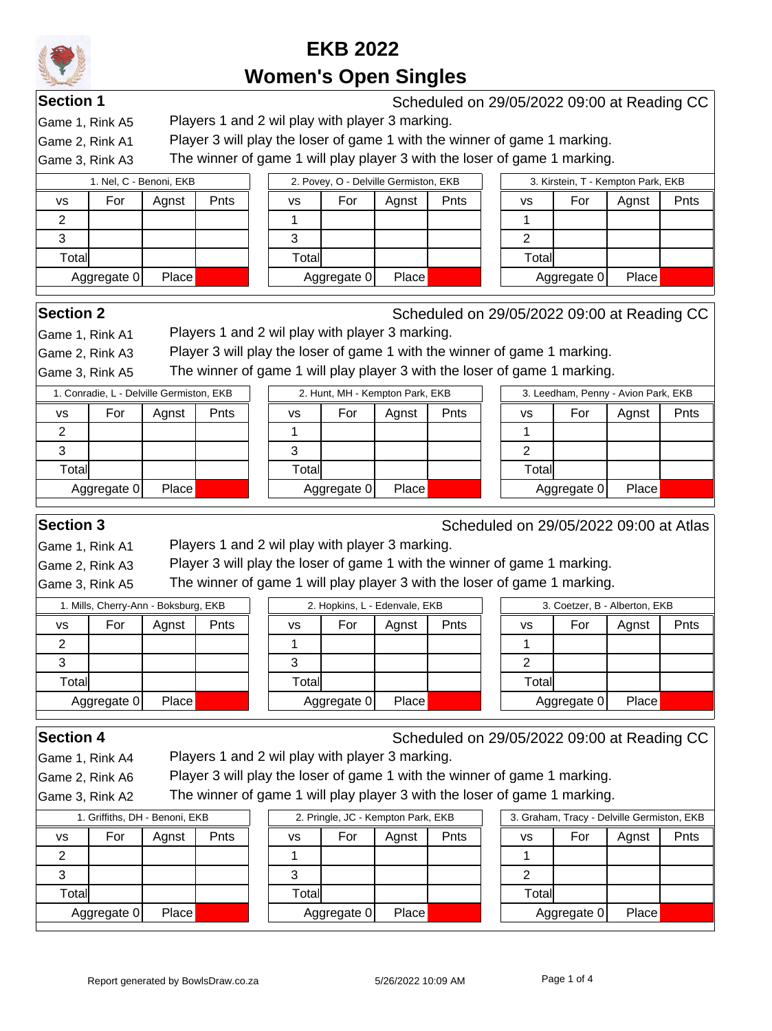# EKB 2022

# Women's Open Singles

## Section 1

Scheduled on 29/05/2022 09:00 at Reading CC

Game 1, Rink A5 — Players 1 and 2 wil play with player 3 marking.

Game 2, Rink A1 — Player 3 will play the loser of game 1 with the winner of game 1 marking.

Game 3, Rink A3 — The winner of game 1 will play player 3 with the loser of game 1 marking.

| 1. Nel, C - Benoni, EKB | | | |
|---|---|---|---|
| vs | For | Agnst | Pnts |
| 2 | | | |
| 3 | | | |
| Total | | | |
| Aggregate 0 | | Place | |

| 2. Povey, O - Delville Germiston, EKB | | | |
|---|---|---|---|
| vs | For | Agnst | Pnts |
| 1 | | | |
| 3 | | | |
| Total | | | |
| Aggregate 0 | | Place | |

| 3. Kirstein, T - Kempton Park, EKB | | | |
|---|---|---|---|
| vs | For | Agnst | Pnts |
| 1 | | | |
| 2 | | | |
| Total | | | |
| Aggregate 0 | | Place | |

## Section 2

Scheduled on 29/05/2022 09:00 at Reading CC

Game 1, Rink A1 — Players 1 and 2 wil play with player 3 marking.

Game 2, Rink A3 — Player 3 will play the loser of game 1 with the winner of game 1 marking.

Game 3, Rink A5 — The winner of game 1 will play player 3 with the loser of game 1 marking.

| 1. Conradie, L - Delville Germiston, EKB | | | |
|---|---|---|---|
| vs | For | Agnst | Pnts |
| 2 | | | |
| 3 | | | |
| Total | | | |
| Aggregate 0 | | Place | |

| 2. Hunt, MH - Kempton Park, EKB | | | |
|---|---|---|---|
| vs | For | Agnst | Pnts |
| 1 | | | |
| 3 | | | |
| Total | | | |
| Aggregate 0 | | Place | |

| 3. Leedham, Penny - Avion Park, EKB | | | |
|---|---|---|---|
| vs | For | Agnst | Pnts |
| 1 | | | |
| 2 | | | |
| Total | | | |
| Aggregate 0 | | Place | |

## Section 3

Scheduled on 29/05/2022 09:00 at Atlas

Game 1, Rink A1 — Players 1 and 2 wil play with player 3 marking.

Game 2, Rink A3 — Player 3 will play the loser of game 1 with the winner of game 1 marking.

Game 3, Rink A5 — The winner of game 1 will play player 3 with the loser of game 1 marking.

| 1. Mills, Cherry-Ann - Boksburg, EKB | | | |
|---|---|---|---|
| vs | For | Agnst | Pnts |
| 2 | | | |
| 3 | | | |
| Total | | | |
| Aggregate 0 | | Place | |

| 2. Hopkins, L - Edenvale, EKB | | | |
|---|---|---|---|
| vs | For | Agnst | Pnts |
| 1 | | | |
| 3 | | | |
| Total | | | |
| Aggregate 0 | | Place | |

| 3. Coetzer, B - Alberton, EKB | | | |
|---|---|---|---|
| vs | For | Agnst | Pnts |
| 1 | | | |
| 2 | | | |
| Total | | | |
| Aggregate 0 | | Place | |

## Section 4

Scheduled on 29/05/2022 09:00 at Reading CC

Game 1, Rink A4 — Players 1 and 2 wil play with player 3 marking.

Game 2, Rink A6 — Player 3 will play the loser of game 1 with the winner of game 1 marking.

Game 3, Rink A2 — The winner of game 1 will play player 3 with the loser of game 1 marking.

| 1. Griffiths, DH - Benoni, EKB | | | |
|---|---|---|---|
| vs | For | Agnst | Pnts |
| 2 | | | |
| 3 | | | |
| Total | | | |
| Aggregate 0 | | Place | |

| 2. Pringle, JC - Kempton Park, EKB | | | |
|---|---|---|---|
| vs | For | Agnst | Pnts |
| 1 | | | |
| 3 | | | |
| Total | | | |
| Aggregate 0 | | Place | |

| 3. Graham, Tracy - Delville Germiston, EKB | | | |
|---|---|---|---|
| vs | For | Agnst | Pnts |
| 1 | | | |
| 2 | | | |
| Total | | | |
| Aggregate 0 | | Place | |

Report generated by BowlsDraw.co.za — 5/26/2022 10:09 AM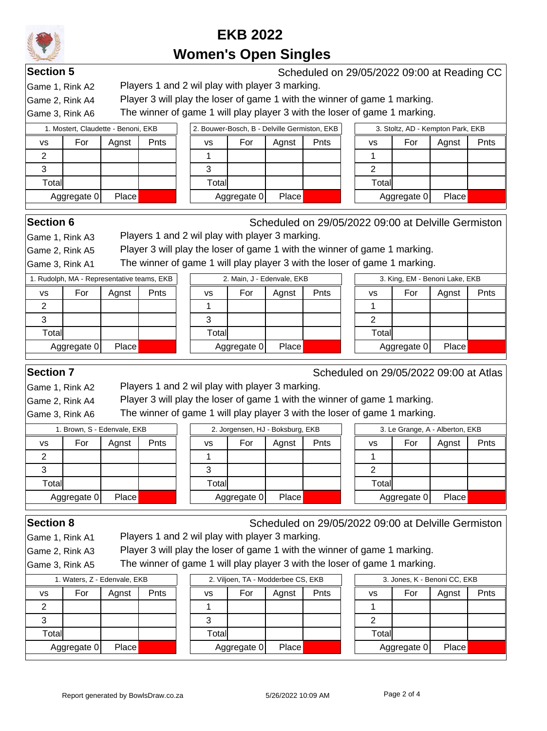# EKB 2022

# Women's Open Singles

## Section 5

Scheduled on 29/05/2022 09:00 at Reading CC

Game 1, Rink A2 — Players 1 and 2 wil play with player 3 marking.
Game 2, Rink A4 — Player 3 will play the loser of game 1 with the winner of game 1 marking.
Game 3, Rink A6 — The winner of game 1 will play player 3 with the loser of game 1 marking.

| 1. Mostert, Claudette - Benoni, EKB | | | |
|---|---|---|---|
| vs | For | Agnst | Pnts |
| 2 | | | |
| 3 | | | |
| Total | | | |
| Aggregate 0 | | Place | |

| 2. Bouwer-Bosch, B - Delville Germiston, EKB | | | |
|---|---|---|---|
| vs | For | Agnst | Pnts |
| 1 | | | |
| 3 | | | |
| Total | | | |
| Aggregate 0 | | Place | |

| 3. Stoltz, AD - Kempton Park, EKB | | | |
|---|---|---|---|
| vs | For | Agnst | Pnts |
| 1 | | | |
| 2 | | | |
| Total | | | |
| Aggregate 0 | | Place | |

## Section 6

Scheduled on 29/05/2022 09:00 at Delville Germiston

Game 1, Rink A3 — Players 1 and 2 wil play with player 3 marking.
Game 2, Rink A5 — Player 3 will play the loser of game 1 with the winner of game 1 marking.
Game 3, Rink A1 — The winner of game 1 will play player 3 with the loser of game 1 marking.

| 1. Rudolph, MA - Representative teams, EKB | | | |
|---|---|---|---|
| vs | For | Agnst | Pnts |
| 2 | | | |
| 3 | | | |
| Total | | | |
| Aggregate 0 | | Place | |

| 2. Main, J - Edenvale, EKB | | | |
|---|---|---|---|
| vs | For | Agnst | Pnts |
| 1 | | | |
| 3 | | | |
| Total | | | |
| Aggregate 0 | | Place | |

| 3. King, EM - Benoni Lake, EKB | | | |
|---|---|---|---|
| vs | For | Agnst | Pnts |
| 1 | | | |
| 2 | | | |
| Total | | | |
| Aggregate 0 | | Place | |

## Section 7

Scheduled on 29/05/2022 09:00 at Atlas

Game 1, Rink A2 — Players 1 and 2 wil play with player 3 marking.
Game 2, Rink A4 — Player 3 will play the loser of game 1 with the winner of game 1 marking.
Game 3, Rink A6 — The winner of game 1 will play player 3 with the loser of game 1 marking.

| 1. Brown, S - Edenvale, EKB | | | |
|---|---|---|---|
| vs | For | Agnst | Pnts |
| 2 | | | |
| 3 | | | |
| Total | | | |
| Aggregate 0 | | Place | |

| 2. Jorgensen, HJ - Boksburg, EKB | | | |
|---|---|---|---|
| vs | For | Agnst | Pnts |
| 1 | | | |
| 3 | | | |
| Total | | | |
| Aggregate 0 | | Place | |

| 3. Le Grange, A - Alberton, EKB | | | |
|---|---|---|---|
| vs | For | Agnst | Pnts |
| 1 | | | |
| 2 | | | |
| Total | | | |
| Aggregate 0 | | Place | |

## Section 8

Scheduled on 29/05/2022 09:00 at Delville Germiston

Game 1, Rink A1 — Players 1 and 2 wil play with player 3 marking.
Game 2, Rink A3 — Player 3 will play the loser of game 1 with the winner of game 1 marking.
Game 3, Rink A5 — The winner of game 1 will play player 3 with the loser of game 1 marking.

| 1. Waters, Z - Edenvale, EKB | | | |
|---|---|---|---|
| vs | For | Agnst | Pnts |
| 2 | | | |
| 3 | | | |
| Total | | | |
| Aggregate 0 | | Place | |

| 2. Viljoen, TA - Modderbee CS, EKB | | | |
|---|---|---|---|
| vs | For | Agnst | Pnts |
| 1 | | | |
| 3 | | | |
| Total | | | |
| Aggregate 0 | | Place | |

| 3. Jones, K - Benoni CC, EKB | | | |
|---|---|---|---|
| vs | For | Agnst | Pnts |
| 1 | | | |
| 2 | | | |
| Total | | | |
| Aggregate 0 | | Place | |

Report generated by BowlsDraw.co.za — 5/26/2022 10:09 AM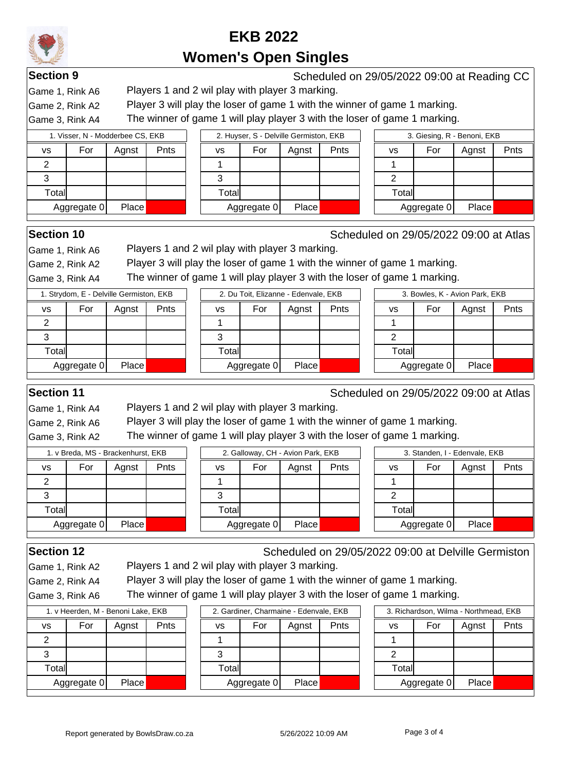# EKB 2022

# Women's Open Singles

## Section 9

Scheduled on 29/05/2022 09:00 at Reading CC

Game 1, Rink A6 — Players 1 and 2 wil play with player 3 marking.

Game 2, Rink A2 — Player 3 will play the loser of game 1 with the winner of game 1 marking.

Game 3, Rink A4 — The winner of game 1 will play player 3 with the loser of game 1 marking.

| 1. Visser, N - Modderbee CS, EKB | | | |
|---|---|---|---|
| vs | For | Agnst | Pnts |
| 2 | | | |
| 3 | | | |
| Total | | | |
| Aggregate 0 | | Place | |

| 2. Huyser, S - Delville Germiston, EKB | | | |
|---|---|---|---|
| vs | For | Agnst | Pnts |
| 1 | | | |
| 3 | | | |
| Total | | | |
| Aggregate 0 | | Place | |

| 3. Giesing, R - Benoni, EKB | | | |
|---|---|---|---|
| vs | For | Agnst | Pnts |
| 1 | | | |
| 2 | | | |
| Total | | | |
| Aggregate 0 | | Place | |

## Section 10

Scheduled on 29/05/2022 09:00 at Atlas

Game 1, Rink A6 — Players 1 and 2 wil play with player 3 marking.

Game 2, Rink A2 — Player 3 will play the loser of game 1 with the winner of game 1 marking.

Game 3, Rink A4 — The winner of game 1 will play player 3 with the loser of game 1 marking.

| 1. Strydom, E - Delville Germiston, EKB | | | |
|---|---|---|---|
| vs | For | Agnst | Pnts |
| 2 | | | |
| 3 | | | |
| Total | | | |
| Aggregate 0 | | Place | |

| 2. Du Toit, Elizanne - Edenvale, EKB | | | |
|---|---|---|---|
| vs | For | Agnst | Pnts |
| 1 | | | |
| 3 | | | |
| Total | | | |
| Aggregate 0 | | Place | |

| 3. Bowles, K - Avion Park, EKB | | | |
|---|---|---|---|
| vs | For | Agnst | Pnts |
| 1 | | | |
| 2 | | | |
| Total | | | |
| Aggregate 0 | | Place | |

## Section 11

Scheduled on 29/05/2022 09:00 at Atlas

Game 1, Rink A4 — Players 1 and 2 wil play with player 3 marking.

Game 2, Rink A6 — Player 3 will play the loser of game 1 with the winner of game 1 marking.

Game 3, Rink A2 — The winner of game 1 will play player 3 with the loser of game 1 marking.

| 1. v Breda, MS - Brackenhurst, EKB | | | |
|---|---|---|---|
| vs | For | Agnst | Pnts |
| 2 | | | |
| 3 | | | |
| Total | | | |
| Aggregate 0 | | Place | |

| 2. Galloway, CH - Avion Park, EKB | | | |
|---|---|---|---|
| vs | For | Agnst | Pnts |
| 1 | | | |
| 3 | | | |
| Total | | | |
| Aggregate 0 | | Place | |

| 3. Standen, I - Edenvale, EKB | | | |
|---|---|---|---|
| vs | For | Agnst | Pnts |
| 1 | | | |
| 2 | | | |
| Total | | | |
| Aggregate 0 | | Place | |

## Section 12

Scheduled on 29/05/2022 09:00 at Delville Germiston

Game 1, Rink A2 — Players 1 and 2 wil play with player 3 marking.

Game 2, Rink A4 — Player 3 will play the loser of game 1 with the winner of game 1 marking.

Game 3, Rink A6 — The winner of game 1 will play player 3 with the loser of game 1 marking.

| 1. v Heerden, M - Benoni Lake, EKB | | | |
|---|---|---|---|
| vs | For | Agnst | Pnts |
| 2 | | | |
| 3 | | | |
| Total | | | |
| Aggregate 0 | | Place | |

| 2. Gardiner, Charmaine - Edenvale, EKB | | | |
|---|---|---|---|
| vs | For | Agnst | Pnts |
| 1 | | | |
| 3 | | | |
| Total | | | |
| Aggregate 0 | | Place | |

| 3. Richardson, Wilma - Northmead, EKB | | | |
|---|---|---|---|
| vs | For | Agnst | Pnts |
| 1 | | | |
| 2 | | | |
| Total | | | |
| Aggregate 0 | | Place | |

Report generated by BowlsDraw.co.za — 5/26/2022 10:09 AM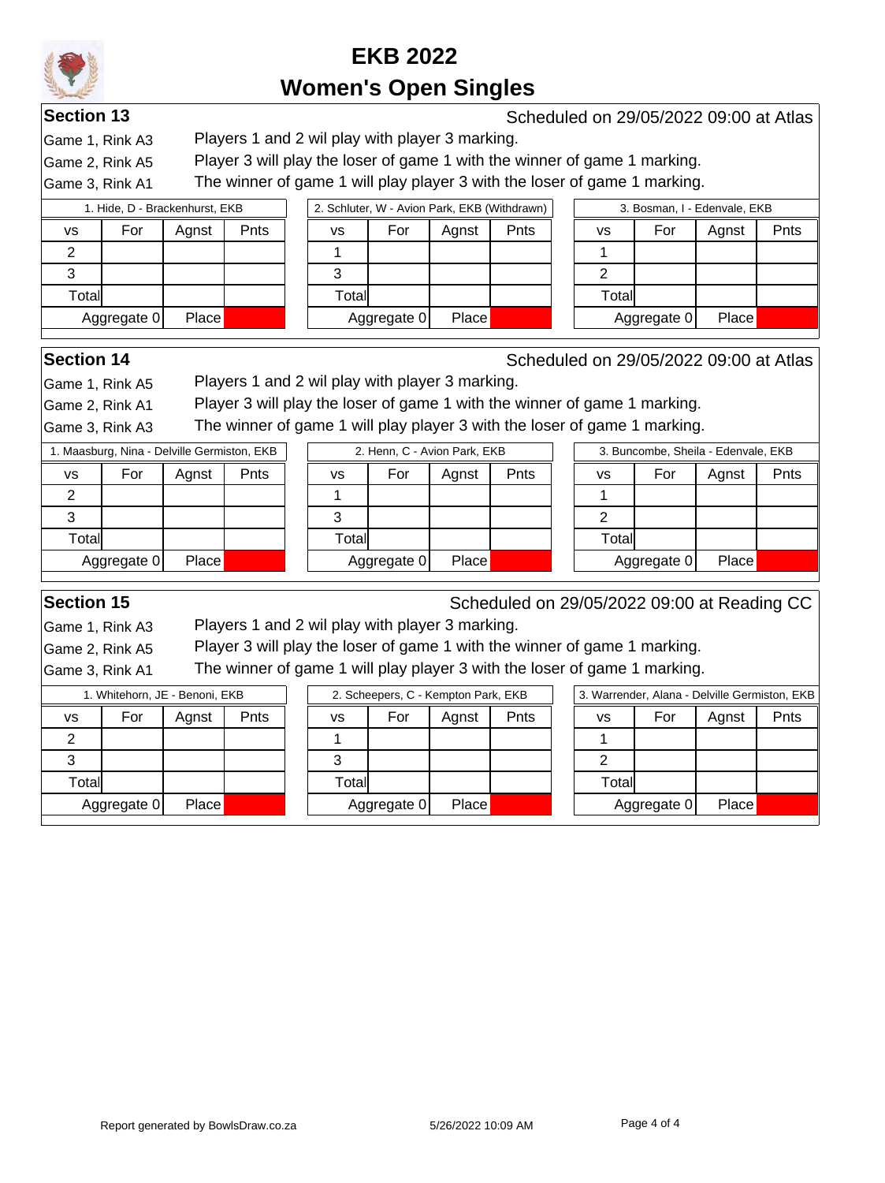# EKB 2022

# Women's Open Singles

## Section 13

Scheduled on 29/05/2022 09:00 at Atlas

Game 1, Rink A3 — Players 1 and 2 wil play with player 3 marking.

Game 2, Rink A5 — Player 3 will play the loser of game 1 with the winner of game 1 marking.

Game 3, Rink A1 — The winner of game 1 will play player 3 with the loser of game 1 marking.

**1. Hide, D - Brackenhurst, EKB**

| vs | For | Agnst | Pnts |
|---|---|---|---|
| 2 | | | |
| 3 | | | |
| Total | | | |
| Aggregate 0 | | Place | |

**2. Schluter, W - Avion Park, EKB (Withdrawn)**

| vs | For | Agnst | Pnts |
|---|---|---|---|
| 1 | | | |
| 3 | | | |
| Total | | | |
| Aggregate 0 | | Place | |

**3. Bosman, I - Edenvale, EKB**

| vs | For | Agnst | Pnts |
|---|---|---|---|
| 1 | | | |
| 2 | | | |
| Total | | | |
| Aggregate 0 | | Place | |

## Section 14

Scheduled on 29/05/2022 09:00 at Atlas

Game 1, Rink A5 — Players 1 and 2 wil play with player 3 marking.

Game 2, Rink A1 — Player 3 will play the loser of game 1 with the winner of game 1 marking.

Game 3, Rink A3 — The winner of game 1 will play player 3 with the loser of game 1 marking.

**1. Maasburg, Nina - Delville Germiston, EKB**

| vs | For | Agnst | Pnts |
|---|---|---|---|
| 2 | | | |
| 3 | | | |
| Total | | | |
| Aggregate 0 | | Place | |

**2. Henn, C - Avion Park, EKB**

| vs | For | Agnst | Pnts |
|---|---|---|---|
| 1 | | | |
| 3 | | | |
| Total | | | |
| Aggregate 0 | | Place | |

**3. Buncombe, Sheila - Edenvale, EKB**

| vs | For | Agnst | Pnts |
|---|---|---|---|
| 1 | | | |
| 2 | | | |
| Total | | | |
| Aggregate 0 | | Place | |

## Section 15

Scheduled on 29/05/2022 09:00 at Reading CC

Game 1, Rink A3 — Players 1 and 2 wil play with player 3 marking.

Game 2, Rink A5 — Player 3 will play the loser of game 1 with the winner of game 1 marking.

Game 3, Rink A1 — The winner of game 1 will play player 3 with the loser of game 1 marking.

**1. Whitehorn, JE - Benoni, EKB**

| vs | For | Agnst | Pnts |
|---|---|---|---|
| 2 | | | |
| 3 | | | |
| Total | | | |
| Aggregate 0 | | Place | |

**2. Scheepers, C - Kempton Park, EKB**

| vs | For | Agnst | Pnts |
|---|---|---|---|
| 1 | | | |
| 3 | | | |
| Total | | | |
| Aggregate 0 | | Place | |

**3. Warrender, Alana - Delville Germiston, EKB**

| vs | For | Agnst | Pnts |
|---|---|---|---|
| 1 | | | |
| 2 | | | |
| Total | | | |
| Aggregate 0 | | Place | |

Report generated by BowlsDraw.co.za — 5/26/2022 10:09 AM